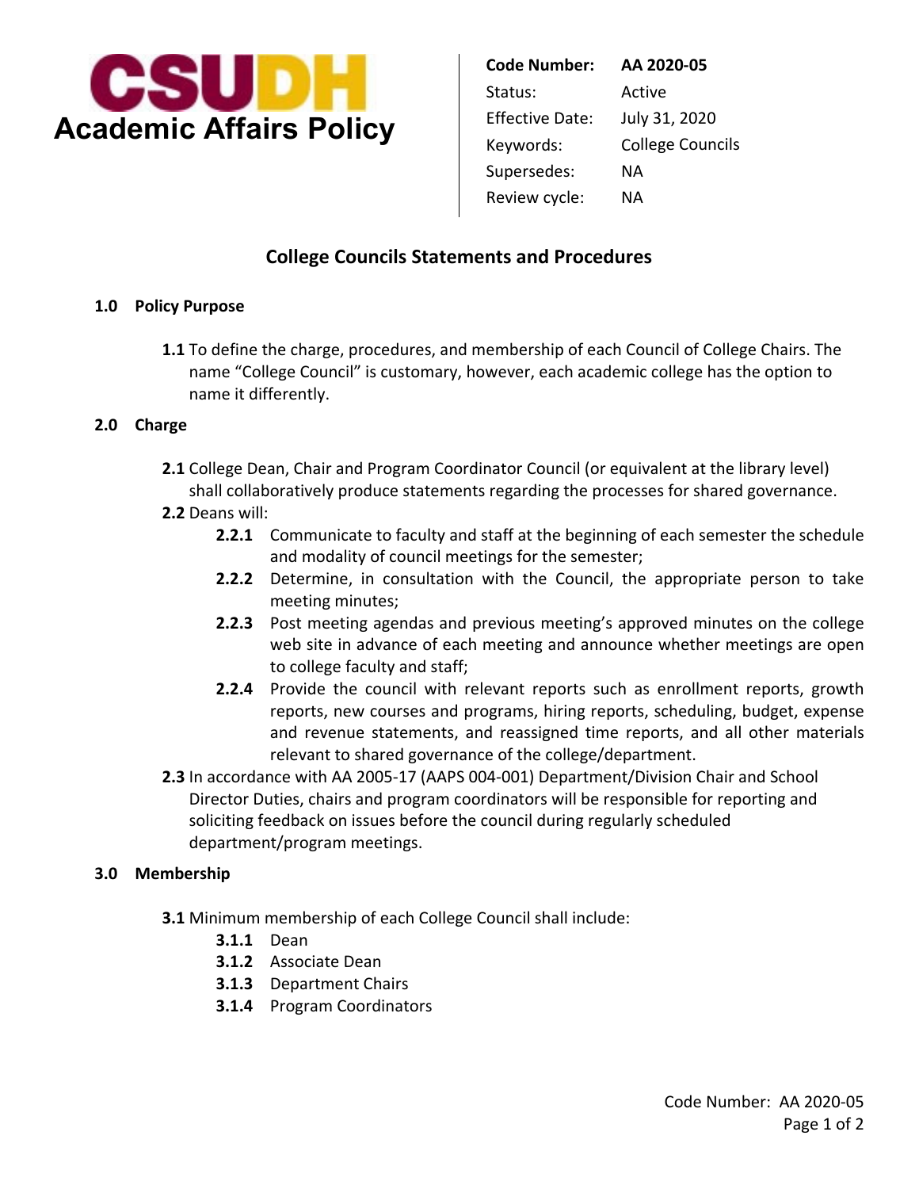# CSUDH Academic Affairs Policy

| | |
|---|---|
| **Code Number:** | **AA 2020-05** |
| Status: | Active |
| Effective Date: | July 31, 2020 |
| Keywords: | College Councils |
| Supersedes: | NA |
| Review cycle: | NA |

## College Councils Statements and Procedures

### 1.0 Policy Purpose

**1.1** To define the charge, procedures, and membership of each Council of College Chairs. The name "College Council" is customary, however, each academic college has the option to name it differently.

### 2.0 Charge

**2.1** College Dean, Chair and Program Coordinator Council (or equivalent at the library level) shall collaboratively produce statements regarding the processes for shared governance.

**2.2** Deans will:

- **2.2.1** Communicate to faculty and staff at the beginning of each semester the schedule and modality of council meetings for the semester;
- **2.2.2** Determine, in consultation with the Council, the appropriate person to take meeting minutes;
- **2.2.3** Post meeting agendas and previous meeting's approved minutes on the college web site in advance of each meeting and announce whether meetings are open to college faculty and staff;
- **2.2.4** Provide the council with relevant reports such as enrollment reports, growth reports, new courses and programs, hiring reports, scheduling, budget, expense and revenue statements, and reassigned time reports, and all other materials relevant to shared governance of the college/department.

**2.3** In accordance with AA 2005-17 (AAPS 004-001) Department/Division Chair and School Director Duties, chairs and program coordinators will be responsible for reporting and soliciting feedback on issues before the council during regularly scheduled department/program meetings.

### 3.0 Membership

**3.1** Minimum membership of each College Council shall include:

- **3.1.1** Dean
- **3.1.2** Associate Dean
- **3.1.3** Department Chairs
- **3.1.4** Program Coordinators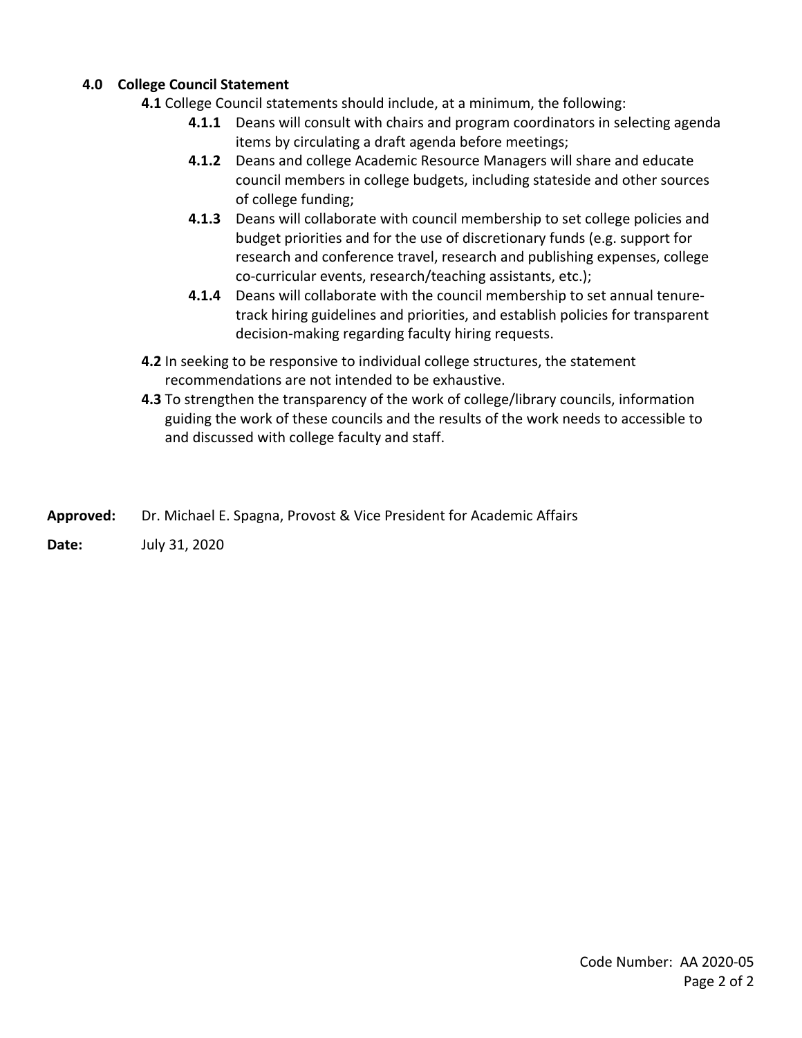## 4.0 College Council Statement

**4.1** College Council statements should include, at a minimum, the following:

- **4.1.1** Deans will consult with chairs and program coordinators in selecting agenda items by circulating a draft agenda before meetings;
- **4.1.2** Deans and college Academic Resource Managers will share and educate council members in college budgets, including stateside and other sources of college funding;
- **4.1.3** Deans will collaborate with council membership to set college policies and budget priorities and for the use of discretionary funds (e.g. support for research and conference travel, research and publishing expenses, college co-curricular events, research/teaching assistants, etc.);
- **4.1.4** Deans will collaborate with the council membership to set annual tenure-track hiring guidelines and priorities, and establish policies for transparent decision-making regarding faculty hiring requests.

**4.2** In seeking to be responsive to individual college structures, the statement recommendations are not intended to be exhaustive.

**4.3** To strengthen the transparency of the work of college/library councils, information guiding the work of these councils and the results of the work needs to accessible to and discussed with college faculty and staff.

**Approved:** Dr. Michael E. Spagna, Provost & Vice President for Academic Affairs

**Date:** July 31, 2020

Code Number: AA 2020-05